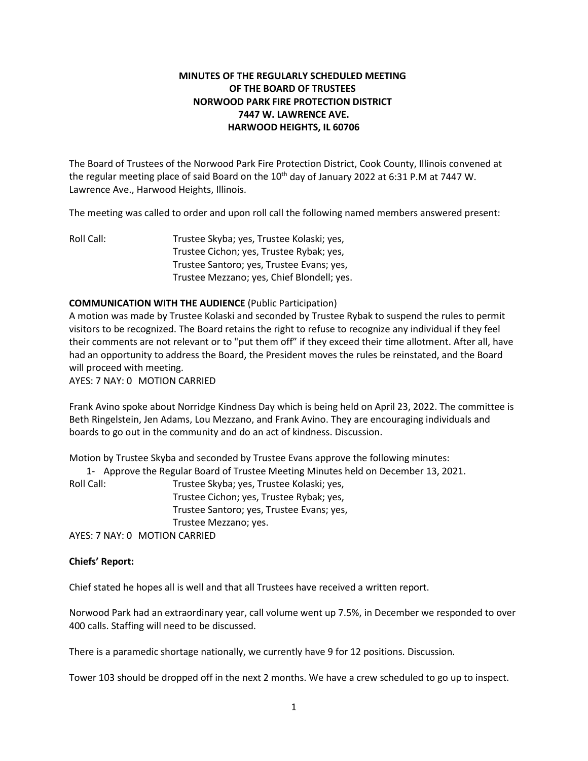**MINUTES OF THE REGULARLY SCHEDULED MEETING OF THE BOARD OF TRUSTEES NORWOOD PARK FIRE PROTECTION DISTRICT 7447 W. LAWRENCE AVE. HARWOOD HEIGHTS, IL 60706**

The Board of Trustees of the Norwood Park Fire Protection District, Cook County, Illinois convened at the regular meeting place of said Board on the 10th day of January 2022 at 6:31 P.M at 7447 W. Lawrence Ave., Harwood Heights, Illinois.

The meeting was called to order and upon roll call the following named members answered present:

Roll Call: Trustee Skyba; yes, Trustee Kolaski; yes, Trustee Cichon; yes, Trustee Rybak; yes, Trustee Santoro; yes, Trustee Evans; yes, Trustee Mezzano; yes, Chief Blondell; yes.

**COMMUNICATION WITH THE AUDIENCE** (Public Participation)

A motion was made by Trustee Kolaski and seconded by Trustee Rybak to suspend the rules to permit visitors to be recognized. The Board retains the right to refuse to recognize any individual if they feel their comments are not relevant or to "put them off" if they exceed their time allotment. After all, have had an opportunity to address the Board, the President moves the rules be reinstated, and the Board will proceed with meeting.

AYES: 7 NAY: 0 MOTION CARRIED

Frank Avino spoke about Norridge Kindness Day which is being held on April 23, 2022. The committee is Beth Ringelstein, Jen Adams, Lou Mezzano, and Frank Avino. They are encouraging individuals and boards to go out in the community and do an act of kindness. Discussion.

Motion by Trustee Skyba and seconded by Trustee Evans approve the following minutes:

1- Approve the Regular Board of Trustee Meeting Minutes held on December 13, 2021.

Roll Call: Trustee Skyba; yes, Trustee Kolaski; yes, Trustee Cichon; yes, Trustee Rybak; yes, Trustee Santoro; yes, Trustee Evans; yes, Trustee Mezzano; yes.

AYES: 7 NAY: 0 MOTION CARRIED

**Chiefs' Report:**

Chief stated he hopes all is well and that all Trustees have received a written report.

Norwood Park had an extraordinary year, call volume went up 7.5%, in December we responded to over 400 calls. Staffing will need to be discussed.

There is a paramedic shortage nationally, we currently have 9 for 12 positions. Discussion.

Tower 103 should be dropped off in the next 2 months. We have a crew scheduled to go up to inspect.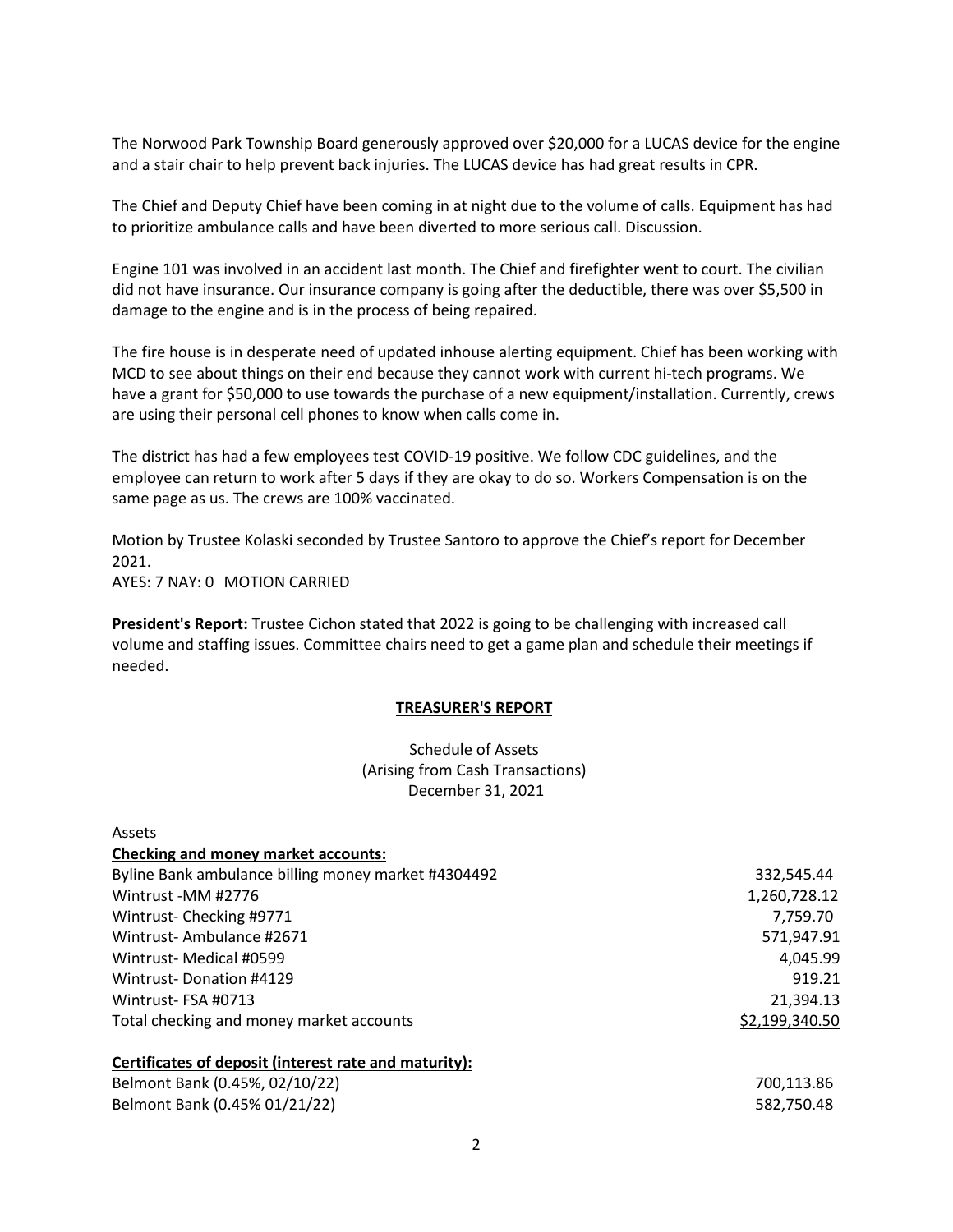The Norwood Park Township Board generously approved over $20,000 for a LUCAS device for the engine and a stair chair to help prevent back injuries. The LUCAS device has had great results in CPR.

The Chief and Deputy Chief have been coming in at night due to the volume of calls. Equipment has had to prioritize ambulance calls and have been diverted to more serious call. Discussion.

Engine 101 was involved in an accident last month. The Chief and firefighter went to court. The civilian did not have insurance. Our insurance company is going after the deductible, there was over $5,500 in damage to the engine and is in the process of being repaired.

The fire house is in desperate need of updated inhouse alerting equipment. Chief has been working with MCD to see about things on their end because they cannot work with current hi-tech programs. We have a grant for $50,000 to use towards the purchase of a new equipment/installation. Currently, crews are using their personal cell phones to know when calls come in.

The district has had a few employees test COVID-19 positive. We follow CDC guidelines, and the employee can return to work after 5 days if they are okay to do so. Workers Compensation is on the same page as us. The crews are 100% vaccinated.

Motion by Trustee Kolaski seconded by Trustee Santoro to approve the Chief's report for December 2021.
AYES: 7 NAY: 0 MOTION CARRIED

**President's Report:** Trustee Cichon stated that 2022 is going to be challenging with increased call volume and staffing issues. Committee chairs need to get a game plan and schedule their meetings if needed.

## TREASURER'S REPORT

Schedule of Assets
(Arising from Cash Transactions)
December 31, 2021

Assets

| **Checking and money market accounts:** | |
|---|---|
| Byline Bank ambulance billing money market #4304492 | 332,545.44 |
| Wintrust -MM #2776 | 1,260,728.12 |
| Wintrust- Checking #9771 | 7,759.70 |
| Wintrust- Ambulance #2671 | 571,947.91 |
| Wintrust- Medical #0599 | 4,045.99 |
| Wintrust- Donation #4129 | 919.21 |
| Wintrust- FSA #0713 | 21,394.13 |
| Total checking and money market accounts | $2,199,340.50 |

| **Certificates of deposit (interest rate and maturity):** | |
|---|---|
| Belmont Bank (0.45%, 02/10/22) | 700,113.86 |
| Belmont Bank (0.45% 01/21/22) | 582,750.48 |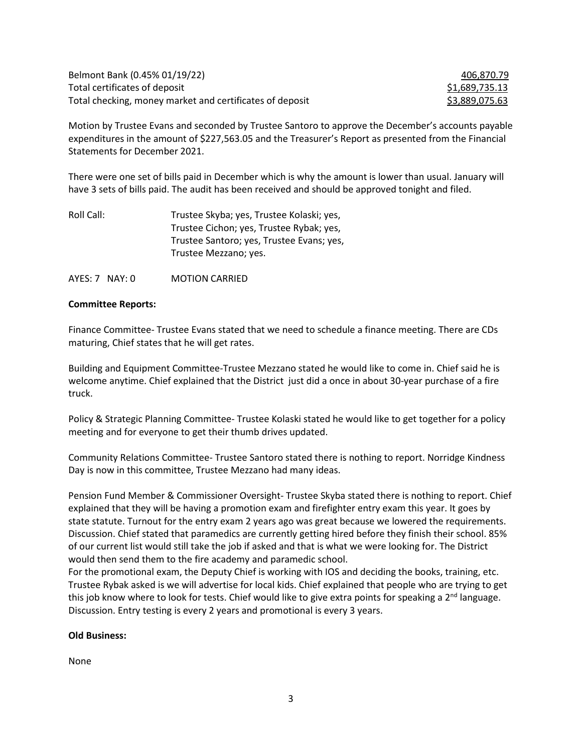| | |
|---|---|
| Belmont Bank (0.45% 01/19/22) | 406,870.79 |
| Total certificates of deposit | \$1,689,735.13 |
| Total checking, money market and certificates of deposit | \$3,889,075.63 |

Motion by Trustee Evans and seconded by Trustee Santoro to approve the December's accounts payable expenditures in the amount of $227,563.05 and the Treasurer's Report as presented from the Financial Statements for December 2021.

There were one set of bills paid in December which is why the amount is lower than usual. January will have 3 sets of bills paid. The audit has been received and should be approved tonight and filed.

Roll Call: Trustee Skyba; yes, Trustee Kolaski; yes, Trustee Cichon; yes, Trustee Rybak; yes, Trustee Santoro; yes, Trustee Evans; yes, Trustee Mezzano; yes.

AYES: 7 NAY: 0 MOTION CARRIED

**Committee Reports:**

Finance Committee- Trustee Evans stated that we need to schedule a finance meeting. There are CDs maturing, Chief states that he will get rates.

Building and Equipment Committee-Trustee Mezzano stated he would like to come in. Chief said he is welcome anytime. Chief explained that the District just did a once in about 30-year purchase of a fire truck.

Policy & Strategic Planning Committee- Trustee Kolaski stated he would like to get together for a policy meeting and for everyone to get their thumb drives updated.

Community Relations Committee- Trustee Santoro stated there is nothing to report. Norridge Kindness Day is now in this committee, Trustee Mezzano had many ideas.

Pension Fund Member & Commissioner Oversight- Trustee Skyba stated there is nothing to report. Chief explained that they will be having a promotion exam and firefighter entry exam this year. It goes by state statute. Turnout for the entry exam 2 years ago was great because we lowered the requirements. Discussion. Chief stated that paramedics are currently getting hired before they finish their school. 85% of our current list would still take the job if asked and that is what we were looking for. The District would then send them to the fire academy and paramedic school.
For the promotional exam, the Deputy Chief is working with IOS and deciding the books, training, etc. Trustee Rybak asked is we will advertise for local kids. Chief explained that people who are trying to get this job know where to look for tests. Chief would like to give extra points for speaking a 2nd language. Discussion. Entry testing is every 2 years and promotional is every 3 years.

**Old Business:**

None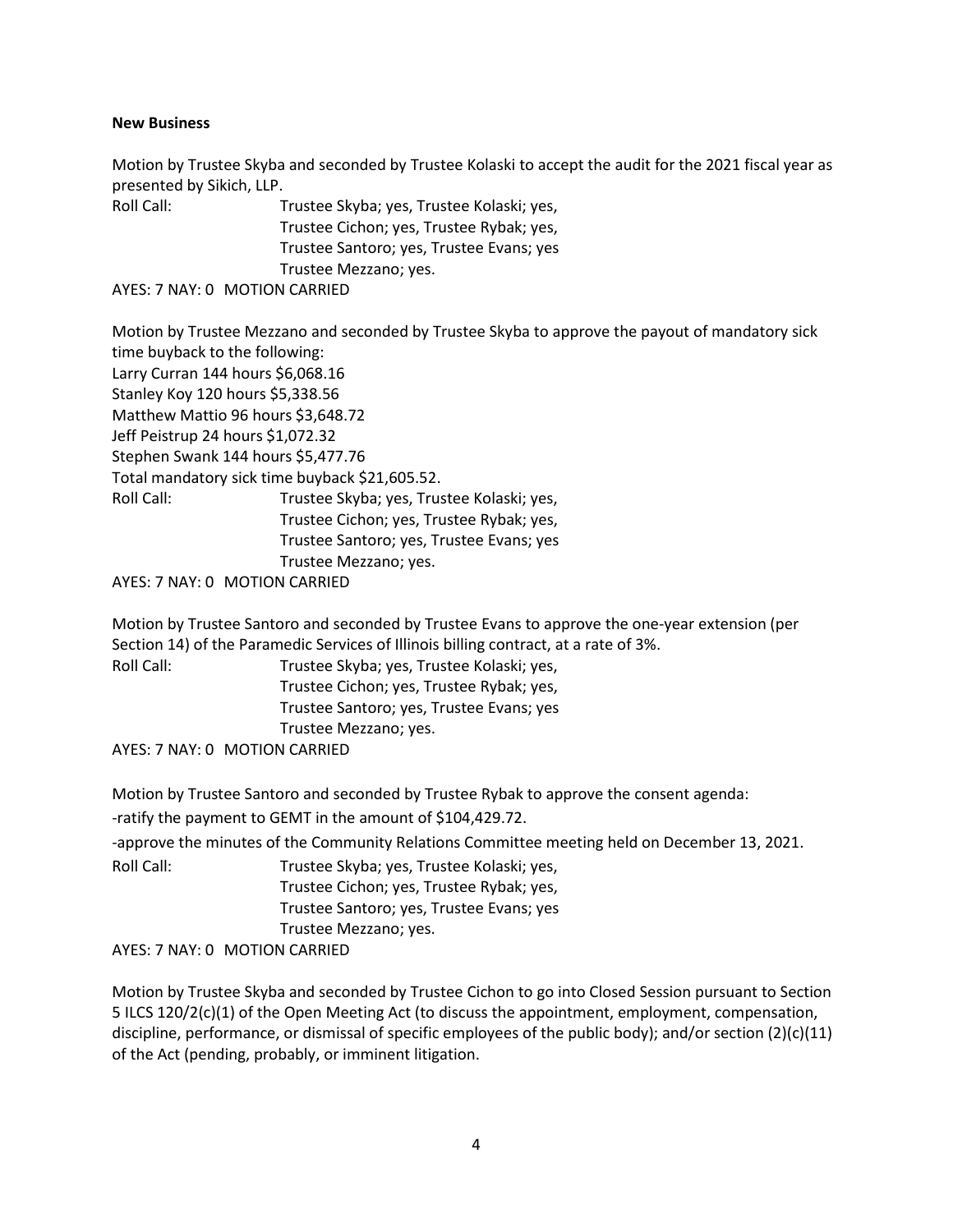**New Business**

Motion by Trustee Skyba and seconded by Trustee Kolaski to accept the audit for the 2021 fiscal year as presented by Sikich, LLP.

Roll Call: Trustee Skyba; yes, Trustee Kolaski; yes,
Trustee Cichon; yes, Trustee Rybak; yes,
Trustee Santoro; yes, Trustee Evans; yes
Trustee Mezzano; yes.

AYES: 7 NAY: 0 MOTION CARRIED

Motion by Trustee Mezzano and seconded by Trustee Skyba to approve the payout of mandatory sick time buyback to the following:
Larry Curran 144 hours $6,068.16
Stanley Koy 120 hours $5,338.56
Matthew Mattio 96 hours $3,648.72
Jeff Peistrup 24 hours $1,072.32
Stephen Swank 144 hours $5,477.76
Total mandatory sick time buyback $21,605.52.

Roll Call: Trustee Skyba; yes, Trustee Kolaski; yes,
Trustee Cichon; yes, Trustee Rybak; yes,
Trustee Santoro; yes, Trustee Evans; yes
Trustee Mezzano; yes.

AYES: 7 NAY: 0 MOTION CARRIED

Motion by Trustee Santoro and seconded by Trustee Evans to approve the one-year extension (per Section 14) of the Paramedic Services of Illinois billing contract, at a rate of 3%.

Roll Call: Trustee Skyba; yes, Trustee Kolaski; yes,
Trustee Cichon; yes, Trustee Rybak; yes,
Trustee Santoro; yes, Trustee Evans; yes
Trustee Mezzano; yes.

AYES: 7 NAY: 0 MOTION CARRIED

Motion by Trustee Santoro and seconded by Trustee Rybak to approve the consent agenda:

-ratify the payment to GEMT in the amount of $104,429.72.

-approve the minutes of the Community Relations Committee meeting held on December 13, 2021.

Roll Call: Trustee Skyba; yes, Trustee Kolaski; yes,
Trustee Cichon; yes, Trustee Rybak; yes,
Trustee Santoro; yes, Trustee Evans; yes
Trustee Mezzano; yes.

AYES: 7 NAY: 0 MOTION CARRIED

Motion by Trustee Skyba and seconded by Trustee Cichon to go into Closed Session pursuant to Section 5 ILCS 120/2(c)(1) of the Open Meeting Act (to discuss the appointment, employment, compensation, discipline, performance, or dismissal of specific employees of the public body); and/or section (2)(c)(11) of the Act (pending, probably, or imminent litigation.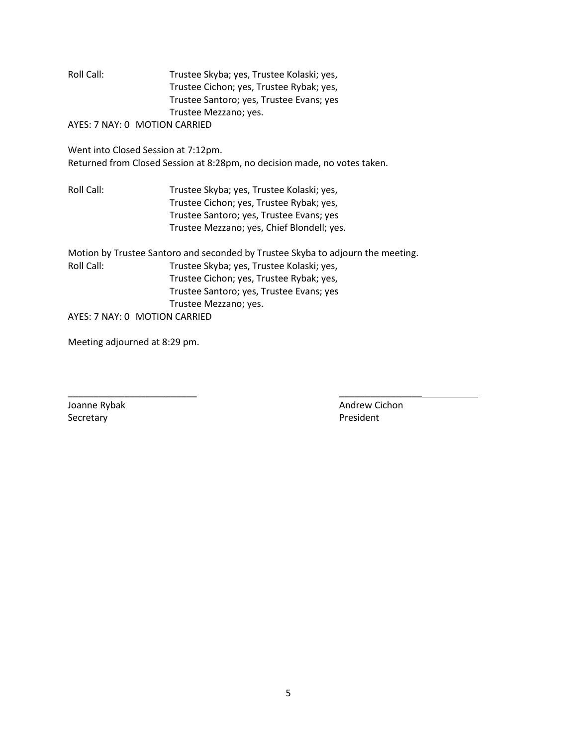Roll Call: Trustee Skyba; yes, Trustee Kolaski; yes,
Trustee Cichon; yes, Trustee Rybak; yes,
Trustee Santoro; yes, Trustee Evans; yes
Trustee Mezzano; yes.

AYES: 7 NAY: 0 MOTION CARRIED

Went into Closed Session at 7:12pm.
Returned from Closed Session at 8:28pm, no decision made, no votes taken.

Roll Call: Trustee Skyba; yes, Trustee Kolaski; yes,
Trustee Cichon; yes, Trustee Rybak; yes,
Trustee Santoro; yes, Trustee Evans; yes
Trustee Mezzano; yes, Chief Blondell; yes.

Motion by Trustee Santoro and seconded by Trustee Skyba to adjourn the meeting.

Roll Call: Trustee Skyba; yes, Trustee Kolaski; yes,
Trustee Cichon; yes, Trustee Rybak; yes,
Trustee Santoro; yes, Trustee Evans; yes
Trustee Mezzano; yes.

AYES: 7 NAY: 0 MOTION CARRIED

Meeting adjourned at 8:29 pm.

_________________________ _________________________

Joanne Rybak
Secretary

Andrew Cichon
President